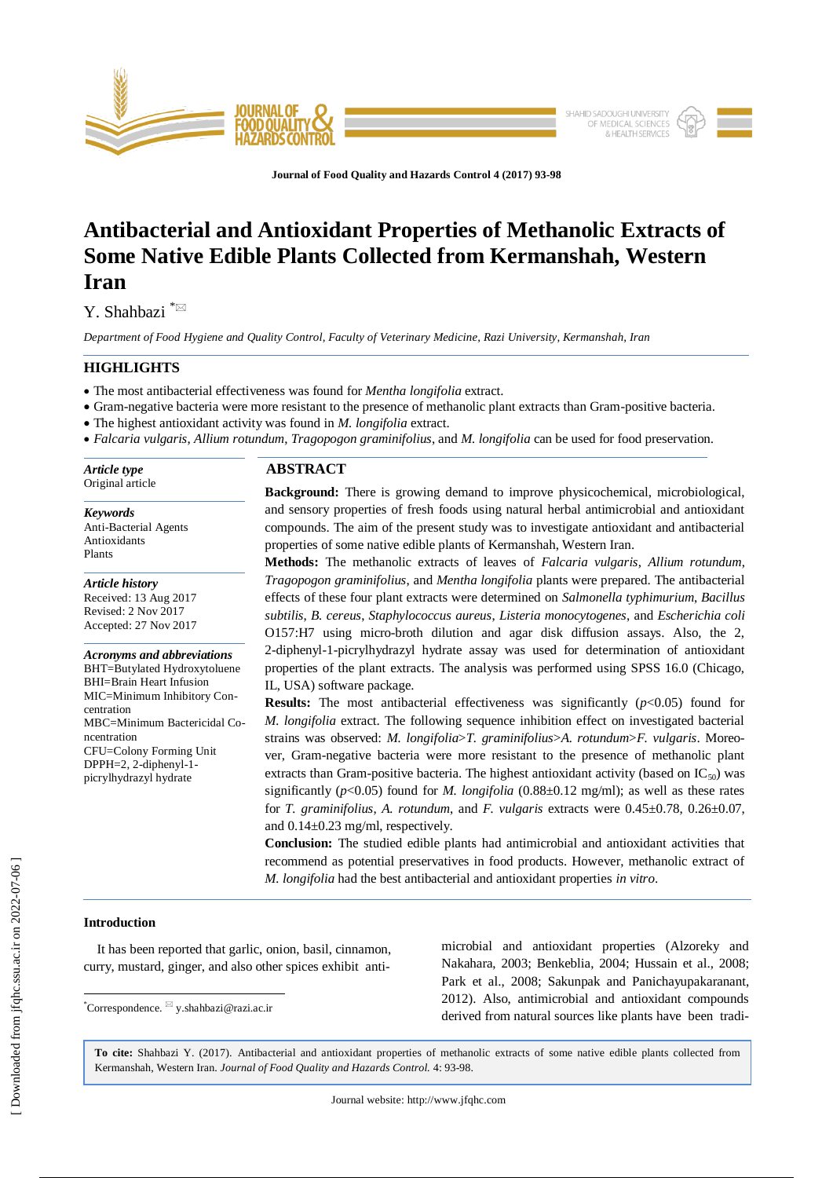# Antibacterial and Antioxidant Properties of Methanolic Extracts of Some Native Edible Plants Collected from Kermanshah, Western Iran

Y. Shahbazi [*]

*Department of Food Hygiene and Quality Control, Faculty of Veterinary Medicine, Razi University, Kermanshah, Iran*

## HIGHLIGHTS

- The most antibacterial effectiveness was found for *Mentha longifolia* extract.
- Gram-negative bacteria were more resistant to the presence of methanolic plant extracts than Gram-positive bacteria.
- The highest antioxidant activity was found in *M. longifolia* extract.
- *Falcaria vulgaris*, *Allium rotundum*, *Tragopogon graminifolius*, and *M. longifolia* can be used for food preservation.

***Article type***
Original article

***Keywords***
Anti-Bacterial Agents
Antioxidants
Plants

***Article history***
Received: 13 Aug 2017
Revised: 2 Nov 2017
Accepted: 27 Nov 2017

***Acronyms and abbreviations***
BHT=Butylated Hydroxytoluene
BHI=Brain Heart Infusion
MIC=Minimum Inhibitory Concentration
MBC=Minimum Bactericidal Concentration
CFU=Colony Forming Unit
DPPH=2, 2-diphenyl-1-picrylhydrazyl hydrate

## ABSTRACT

**Background:** There is growing demand to improve physicochemical, microbiological, and sensory properties of fresh foods using natural herbal antimicrobial and antioxidant compounds. The aim of the present study was to investigate antioxidant and antibacterial properties of some native edible plants of Kermanshah, Western Iran.

**Methods:** The methanolic extracts of leaves of *Falcaria vulgaris*, *Allium rotundum*, *Tragopogon graminifolius*, and *Mentha longifolia* plants were prepared. The antibacterial effects of these four plant extracts were determined on *Salmonella typhimurium*, *Bacillus subtilis*, *B. cereus*, *Staphylococcus aureus*, *Listeria monocytogenes*, and *Escherichia coli* O157:H7 using micro-broth dilution and agar disk diffusion assays. Also, the 2, 2-diphenyl-1-picrylhydrazyl hydrate assay was used for determination of antioxidant properties of the plant extracts. The analysis was performed using SPSS 16.0 (Chicago, IL, USA) software package.

**Results:** The most antibacterial effectiveness was significantly ($p<0.05$) found for *M. longifolia* extract. The following sequence inhibition effect on investigated bacterial strains was observed: *M. longifolia*>*T. graminifolius*>*A. rotundum*>*F. vulgaris*. Moreover, Gram-negative bacteria were more resistant to the presence of methanolic plant extracts than Gram-positive bacteria. The highest antioxidant activity (based on $IC_{50}$) was significantly ($p<0.05$) found for *M. longifolia* (0.88±0.12 mg/ml); as well as these rates for *T. graminifolius*, *A. rotundum*, and *F. vulgaris* extracts were 0.45±0.78, 0.26±0.07, and 0.14±0.23 mg/ml, respectively.

**Conclusion:** The studied edible plants had antimicrobial and antioxidant activities that recommend as potential preservatives in food products. However, methanolic extract of *M. longifolia* had the best antibacterial and antioxidant properties *in vitro*.

## Introduction

It has been reported that garlic, onion, basil, cinnamon, curry, mustard, ginger, and also other spices exhibit antimicrobial and antioxidant properties (Alzoreky and Nakahara, 2003; Benkeblia, 2004; Hussain et al., 2008; Park et al., 2008; Sakunpak and Panichayupakaranant, 2012). Also, antimicrobial and antioxidant compounds derived from natural sources like plants have been tradi-

[*]Correspondence. y.shahbazi@razi.ac.ir

**To cite:** Shahbazi Y. (2017). Antibacterial and antioxidant properties of methanolic extracts of some native edible plants collected from Kermanshah, Western Iran. *Journal of Food Quality and Hazards Control.* 4: 93-98.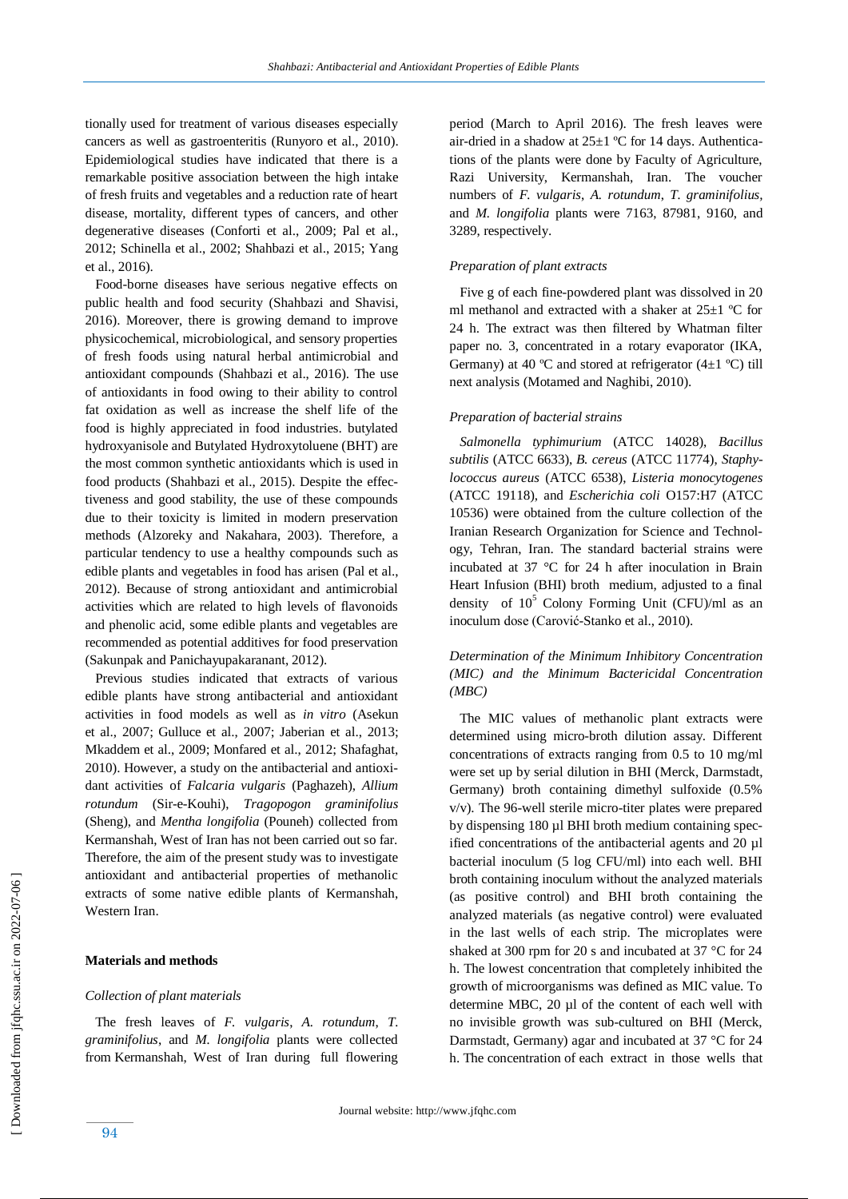tionally used for treatment of various diseases especially cancers as well as gastroenteritis (Runyoro et al., 2010). Epidemiological studies have indicated that there is a remarkable positive association between the high intake of fresh fruits and vegetables and a reduction rate of heart disease, mortality, different types of cancers, and other degenerative diseases (Conforti et al., 2009; Pal et al., 2012; Schinella et al., 2002; Shahbazi et al., 2015; Yang et al., 2016).

Food-borne diseases have serious negative effects on public health and food security (Shahbazi and Shavisi, 2016). Moreover, there is growing demand to improve physicochemical, microbiological, and sensory properties of fresh foods using natural herbal antimicrobial and antioxidant compounds (Shahbazi et al., 2016). The use of antioxidants in food owing to their ability to control fat oxidation as well as increase the shelf life of the food is highly appreciated in food industries. butylated hydroxyanisole and Butylated Hydroxytoluene (BHT) are the most common synthetic antioxidants which is used in food products (Shahbazi et al., 2015). Despite the effectiveness and good stability, the use of these compounds due to their toxicity is limited in modern preservation methods (Alzoreky and Nakahara, 2003). Therefore, a particular tendency to use a healthy compounds such as edible plants and vegetables in food has arisen (Pal et al., 2012). Because of strong antioxidant and antimicrobial activities which are related to high levels of flavonoids and phenolic acid, some edible plants and vegetables are recommended as potential additives for food preservation (Sakunpak and Panichayupakaranant, 2012).

Previous studies indicated that extracts of various edible plants have strong antibacterial and antioxidant activities in food models as well as *in vitro* (Asekun et al., 2007; Gulluce et al., 2007; Jaberian et al., 2013; Mkaddem et al., 2009; Monfared et al., 2012; Shafaghat, 2010). However, a study on the antibacterial and antioxidant activities of *Falcaria vulgaris* (Paghazeh), *Allium rotundum* (Sir-e-Kouhi), *Tragopogon graminifolius* (Sheng), and *Mentha longifolia* (Pouneh) collected from Kermanshah, West of Iran has not been carried out so far. Therefore, the aim of the present study was to investigate antioxidant and antibacterial properties of methanolic extracts of some native edible plants of Kermanshah, Western Iran.

## Materials and methods

### *Collection of plant materials*

The fresh leaves of *F. vulgaris*, *A. rotundum*, *T. graminifolius*, and *M. longifolia* plants were collected from Kermanshah, West of Iran during full flowering period (March to April 2016). The fresh leaves were air-dried in a shadow at 25±1 ºC for 14 days. Authentications of the plants were done by Faculty of Agriculture, Razi University, Kermanshah, Iran. The voucher numbers of *F. vulgaris*, *A. rotundum*, *T. graminifolius*, and *M. longifolia* plants were 7163, 87981, 9160, and 3289, respectively.

### *Preparation of plant extracts*

Five g of each fine-powdered plant was dissolved in 20 ml methanol and extracted with a shaker at 25±1 ºC for 24 h. The extract was then filtered by Whatman filter paper no. 3, concentrated in a rotary evaporator (IKA, Germany) at 40 ºC and stored at refrigerator (4±1 ºC) till next analysis (Motamed and Naghibi, 2010).

### *Preparation of bacterial strains*

*Salmonella typhimurium* (ATCC 14028), *Bacillus subtilis* (ATCC 6633), *B. cereus* (ATCC 11774), *Staphylococcus aureus* (ATCC 6538), *Listeria monocytogenes* (ATCC 19118), and *Escherichia coli* O157:H7 (ATCC 10536) were obtained from the culture collection of the Iranian Research Organization for Science and Technology, Tehran, Iran. The standard bacterial strains were incubated at 37 °C for 24 h after inoculation in Brain Heart Infusion (BHI) broth medium, adjusted to a final density of $10^5$ Colony Forming Unit (CFU)/ml as an inoculum dose (Carović-Stanko et al., 2010).

### *Determination of the Minimum Inhibitory Concentration (MIC) and the Minimum Bactericidal Concentration (MBC)*

The MIC values of methanolic plant extracts were determined using micro-broth dilution assay. Different concentrations of extracts ranging from 0.5 to 10 mg/ml were set up by serial dilution in BHI (Merck, Darmstadt, Germany) broth containing dimethyl sulfoxide (0.5% v/v). The 96-well sterile micro-titer plates were prepared by dispensing 180 µl BHI broth medium containing specified concentrations of the antibacterial agents and 20 µl bacterial inoculum (5 log CFU/ml) into each well. BHI broth containing inoculum without the analyzed materials (as positive control) and BHI broth containing the analyzed materials (as negative control) were evaluated in the last wells of each strip. The microplates were shaked at 300 rpm for 20 s and incubated at 37 °C for 24 h. The lowest concentration that completely inhibited the growth of microorganisms was defined as MIC value. To determine MBC, 20 µl of the content of each well with no invisible growth was sub-cultured on BHI (Merck, Darmstadt, Germany) agar and incubated at 37 °C for 24 h. The concentration of each extract in those wells that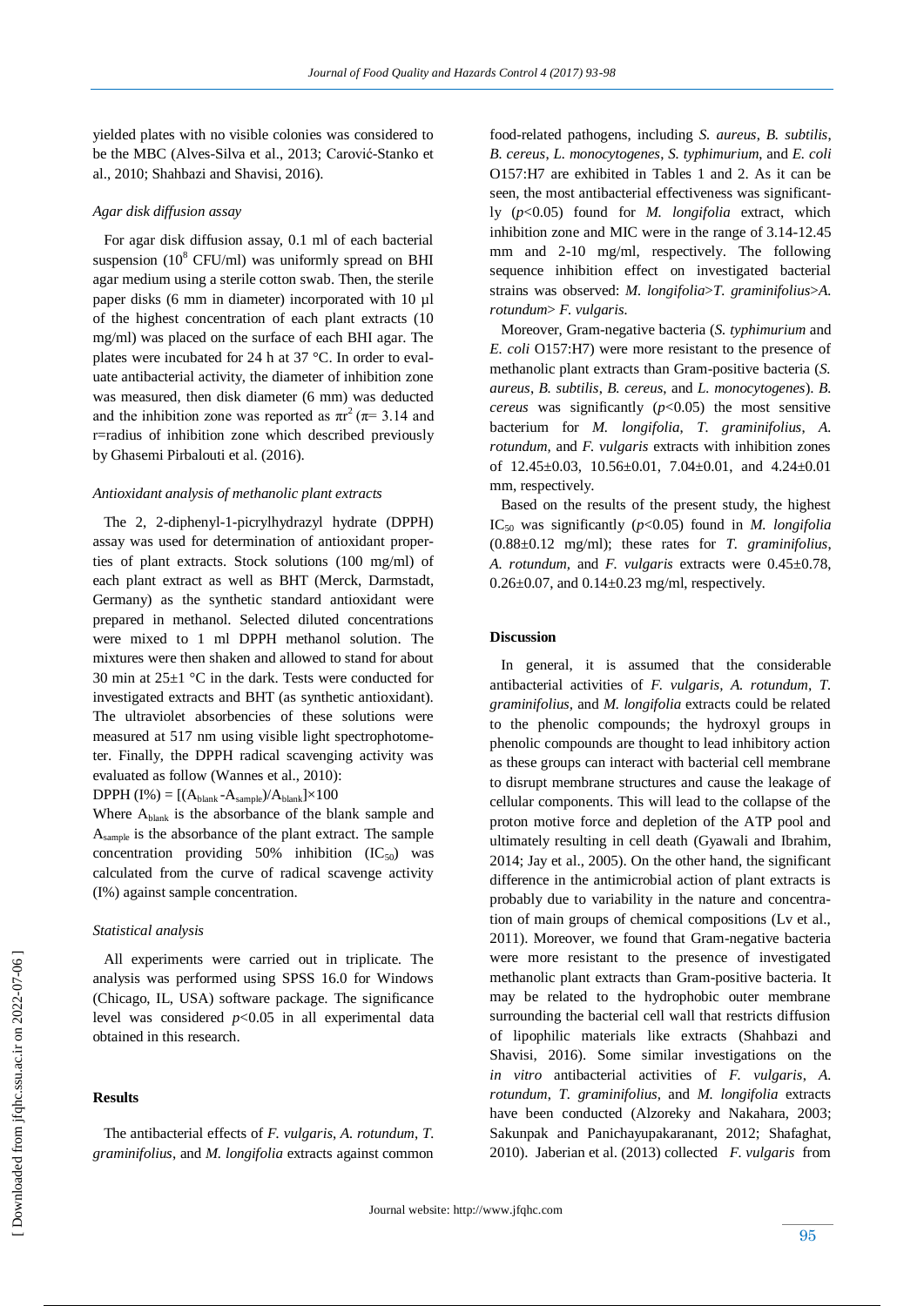yielded plates with no visible colonies was considered to be the MBC (Alves-Silva et al., 2013; Carović-Stanko et al., 2010; Shahbazi and Shavisi, 2016).

### *Agar disk diffusion assay*

For agar disk diffusion assay, 0.1 ml of each bacterial suspension ($10^8$ CFU/ml) was uniformly spread on BHI agar medium using a sterile cotton swab. Then, the sterile paper disks (6 mm in diameter) incorporated with 10 µl of the highest concentration of each plant extracts (10 mg/ml) was placed on the surface of each BHI agar. The plates were incubated for 24 h at 37 °C. In order to evaluate antibacterial activity, the diameter of inhibition zone was measured, then disk diameter (6 mm) was deducted and the inhibition zone was reported as $\pi r^2$ ($\pi$= 3.14 and r=radius of inhibition zone which described previously by Ghasemi Pirbalouti et al. (2016).

### *Antioxidant analysis of methanolic plant extracts*

The 2, 2-diphenyl-1-picrylhydrazyl hydrate (DPPH) assay was used for determination of antioxidant properties of plant extracts. Stock solutions (100 mg/ml) of each plant extract as well as BHT (Merck, Darmstadt, Germany) as the synthetic standard antioxidant were prepared in methanol. Selected diluted concentrations were mixed to 1 ml DPPH methanol solution. The mixtures were then shaken and allowed to stand for about 30 min at 25±1 °C in the dark. Tests were conducted for investigated extracts and BHT (as synthetic antioxidant). The ultraviolet absorbencies of these solutions were measured at 517 nm using visible light spectrophotometer. Finally, the DPPH radical scavenging activity was evaluated as follow (Wannes et al., 2010):

$$\text{DPPH (I\%)} = [(A_{blank} - A_{sample})/A_{blank}] \times 100$$

Where $A_{blank}$ is the absorbance of the blank sample and $A_{sample}$ is the absorbance of the plant extract. The sample concentration providing 50% inhibition ($IC_{50}$) was calculated from the curve of radical scavenge activity (I%) against sample concentration.

### *Statistical analysis*

All experiments were carried out in triplicate. The analysis was performed using SPSS 16.0 for Windows (Chicago, IL, USA) software package. The significance level was considered $p<0.05$ in all experimental data obtained in this research.

## Results

The antibacterial effects of *F. vulgaris*, *A. rotundum*, *T. graminifolius*, and *M. longifolia* extracts against common food-related pathogens, including *S. aureus*, *B. subtilis*, *B. cereus*, *L. monocytogenes*, *S. typhimurium*, and *E. coli* O157:H7 are exhibited in Tables 1 and 2. As it can be seen, the most antibacterial effectiveness was significantly ($p<0.05$) found for *M. longifolia* extract, which inhibition zone and MIC were in the range of 3.14-12.45 mm and 2-10 mg/ml, respectively. The following sequence inhibition effect on investigated bacterial strains was observed: *M. longifolia*>*T. graminifolius*>*A. rotundum*> *F. vulgaris*.

Moreover, Gram-negative bacteria (*S. typhimurium* and *E. coli* O157:H7) were more resistant to the presence of methanolic plant extracts than Gram-positive bacteria (*S. aureus*, *B. subtilis*, *B. cereus*, and *L. monocytogenes*). *B. cereus* was significantly ($p<0.05$) the most sensitive bacterium for *M. longifolia, T. graminifolius, A. rotundum,* and *F. vulgaris* extracts with inhibition zones of 12.45±0.03, 10.56±0.01, 7.04±0.01, and 4.24±0.01 mm, respectively.

Based on the results of the present study, the highest $IC_{50}$ was significantly ($p<0.05$) found in *M. longifolia* (0.88±0.12 mg/ml); these rates for *T. graminifolius*, *A. rotundum,* and *F. vulgaris* extracts were 0.45±0.78, 0.26±0.07, and 0.14±0.23 mg/ml, respectively.

## Discussion

In general, it is assumed that the considerable antibacterial activities of *F. vulgaris*, *A. rotundum*, *T. graminifolius,* and *M. longifolia* extracts could be related to the phenolic compounds; the hydroxyl groups in phenolic compounds are thought to lead inhibitory action as these groups can interact with bacterial cell membrane to disrupt membrane structures and cause the leakage of cellular components. This will lead to the collapse of the proton motive force and depletion of the ATP pool and ultimately resulting in cell death (Gyawali and Ibrahim, 2014; Jay et al., 2005). On the other hand, the significant difference in the antimicrobial action of plant extracts is probably due to variability in the nature and concentration of main groups of chemical compositions (Lv et al., 2011). Moreover, we found that Gram-negative bacteria were more resistant to the presence of investigated methanolic plant extracts than Gram-positive bacteria. It may be related to the hydrophobic outer membrane surrounding the bacterial cell wall that restricts diffusion of lipophilic materials like extracts (Shahbazi and Shavisi, 2016). Some similar investigations on the *in vitro* antibacterial activities of *F. vulgaris*, *A. rotundum*, *T. graminifolius*, and *M. longifolia* extracts have been conducted (Alzoreky and Nakahara, 2003; Sakunpak and Panichayupakaranant, 2012; Shafaghat, 2010). Jaberian et al. (2013) collected *F. vulgaris* from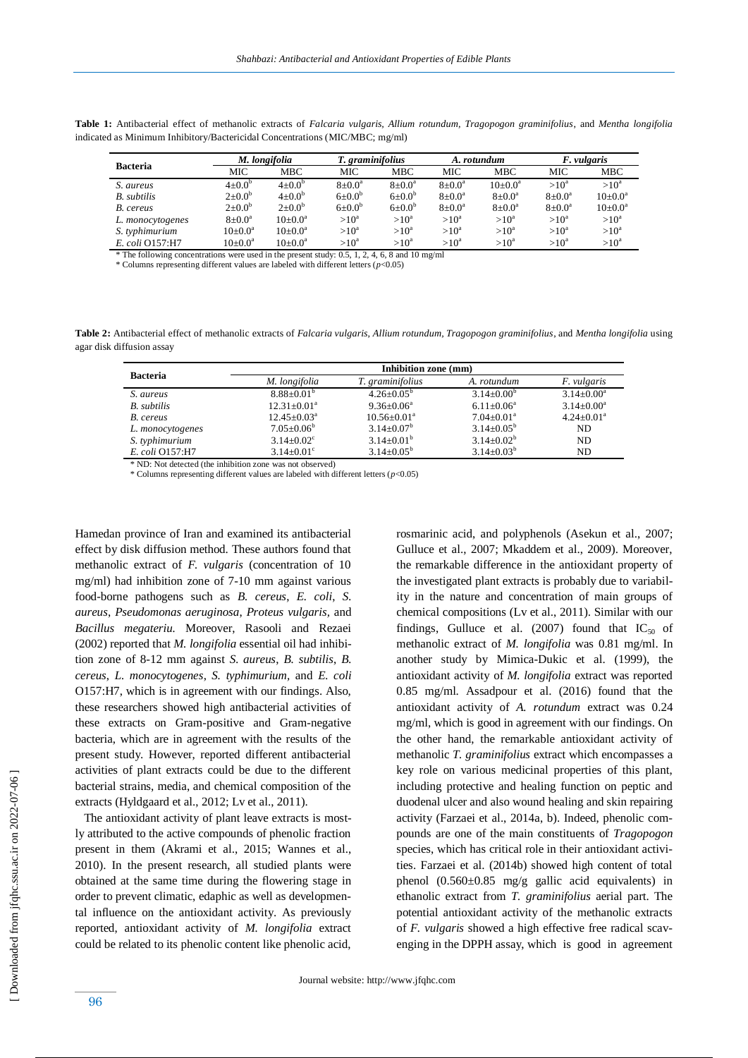**Table 1:** Antibacterial effect of methanolic extracts of *Falcaria vulgaris*, *Allium rotundum*, *Tragopogon graminifolius*, and *Mentha longifolia* indicated as Minimum Inhibitory/Bactericidal Concentrations (MIC/MBC; mg/ml)

| Bacteria | *M. longifolia* | | *T. graminifolius* | | *A. rotundum* | | *F. vulgaris* | |
|---|---|---|---|---|---|---|---|---|
| | MIC | MBC | MIC | MBC | MIC | MBC | MIC | MBC |
| *S. aureus* | $4{\pm}0.0^b$ | $4{\pm}0.0^b$ | $8{\pm}0.0^a$ | $8{\pm}0.0^a$ | $8{\pm}0.0^a$ | $10{\pm}0.0^a$ | $>10^a$ | $>10^a$ |
| *B. subtilis* | $2{\pm}0.0^b$ | $4{\pm}0.0^b$ | $6{\pm}0.0^b$ | $6{\pm}0.0^b$ | $8{\pm}0.0^a$ | $8{\pm}0.0^a$ | $8{\pm}0.0^a$ | $10{\pm}0.0^a$ |
| *B. cereus* | $2{\pm}0.0^b$ | $2{\pm}0.0^b$ | $6{\pm}0.0^b$ | $6{\pm}0.0^b$ | $8{\pm}0.0^a$ | $8{\pm}0.0^a$ | $8{\pm}0.0^a$ | $10{\pm}0.0^a$ |
| *L. monocytogenes* | $8{\pm}0.0^a$ | $10{\pm}0.0^a$ | $>10^a$ | $>10^a$ | $>10^a$ | $>10^a$ | $>10^a$ | $>10^a$ |
| *S. typhimurium* | $10{\pm}0.0^a$ | $10{\pm}0.0^a$ | $>10^a$ | $>10^a$ | $>10^a$ | $>10^a$ | $>10^a$ | $>10^a$ |
| *E. coli* O157:H7 | $10{\pm}0.0^a$ | $10{\pm}0.0^a$ | $>10^a$ | $>10^a$ | $>10^a$ | $>10^a$ | $>10^a$ | $>10^a$ |

\* The following concentrations were used in the present study: 0.5, 1, 2, 4, 6, 8 and 10 mg/ml

\* Columns representing different values are labeled with different letters ($p<0.05$)

**Table 2:** Antibacterial effect of methanolic extracts of *Falcaria vulgaris*, *Allium rotundum*, *Tragopogon graminifolius*, and *Mentha longifolia* using agar disk diffusion assay

| Bacteria | Inhibition zone (mm) | | | |
|---|---|---|---|---|
| | *M. longifolia* | *T. graminifolius* | *A. rotundum* | *F. vulgaris* |
| *S. aureus* | $8.88{\pm}0.01^b$ | $4.26{\pm}0.05^b$ | $3.14{\pm}0.00^b$ | $3.14{\pm}0.00^a$ |
| *B. subtilis* | $12.31{\pm}0.01^a$ | $9.36{\pm}0.06^a$ | $6.11{\pm}0.06^a$ | $3.14{\pm}0.00^a$ |
| *B. cereus* | $12.45{\pm}0.03^a$ | $10.56{\pm}0.01^a$ | $7.04{\pm}0.01^a$ | $4.24{\pm}0.01^a$ |
| *L. monocytogenes* | $7.05{\pm}0.06^b$ | $3.14{\pm}0.07^b$ | $3.14{\pm}0.05^b$ | ND |
| *S. typhimurium* | $3.14{\pm}0.02^c$ | $3.14{\pm}0.01^b$ | $3.14{\pm}0.02^b$ | ND |
| *E. coli* O157:H7 | $3.14{\pm}0.01^c$ | $3.14{\pm}0.05^b$ | $3.14{\pm}0.03^b$ | ND |

\* ND: Not detected (the inhibition zone was not observed)

\* Columns representing different values are labeled with different letters ($p<0.05$)

Hamedan province of Iran and examined its antibacterial effect by disk diffusion method. These authors found that methanolic extract of *F. vulgaris* (concentration of 10 mg/ml) had inhibition zone of 7-10 mm against various food-borne pathogens such as *B. cereus*, *E. coli*, *S. aureus*, *Pseudomonas aeruginosa*, *Proteus vulgaris*, and *Bacillus megateriu.* Moreover, Rasooli and Rezaei (2002) reported that *M. longifolia* essential oil had inhibition zone of 8-12 mm against *S. aureus*, *B. subtilis*, *B. cereus*, *L. monocytogenes*, *S. typhimurium*, and *E. coli* O157:H7, which is in agreement with our findings. Also, these researchers showed high antibacterial activities of these extracts on Gram-positive and Gram-negative bacteria, which are in agreement with the results of the present study. However, reported different antibacterial activities of plant extracts could be due to the different bacterial strains, media, and chemical composition of the extracts (Hyldgaard et al., 2012; Lv et al., 2011).

The antioxidant activity of plant leave extracts is mostly attributed to the active compounds of phenolic fraction present in them (Akrami et al., 2015; Wannes et al., 2010). In the present research, all studied plants were obtained at the same time during the flowering stage in order to prevent climatic, edaphic as well as developmental influence on the antioxidant activity. As previously reported, antioxidant activity of *M. longifolia* extract could be related to its phenolic content like phenolic acid, rosmarinic acid, and polyphenols (Asekun et al., 2007; Gulluce et al., 2007; Mkaddem et al., 2009). Moreover, the remarkable difference in the antioxidant property of the investigated plant extracts is probably due to variability in the nature and concentration of main groups of chemical compositions (Lv et al., 2011). Similar with our findings, Gulluce et al. (2007) found that $IC_{50}$ of methanolic extract of *M. longifolia* was 0.81 mg/ml. In another study by Mimica-Dukic et al. (1999), the antioxidant activity of *M. longifolia* extract was reported 0.85 mg/ml. Assadpour et al. (2016) found that the antioxidant activity of *A. rotundum* extract was 0.24 mg/ml, which is good in agreement with our findings. On the other hand, the remarkable antioxidant activity of methanolic *T. graminifolius* extract which encompasses a key role on various medicinal properties of this plant, including protective and healing function on peptic and duodenal ulcer and also wound healing and skin repairing activity (Farzaei et al., 2014a, b). Indeed, phenolic compounds are one of the main constituents of *Tragopogon* species, which has critical role in their antioxidant activities. Farzaei et al. (2014b) showed high content of total phenol (0.560±0.85 mg/g gallic acid equivalents) in ethanolic extract from *T. graminifolius* aerial part. The potential antioxidant activity of the methanolic extracts of *F. vulgaris* showed a high effective free radical scavenging in the DPPH assay, which is good in agreement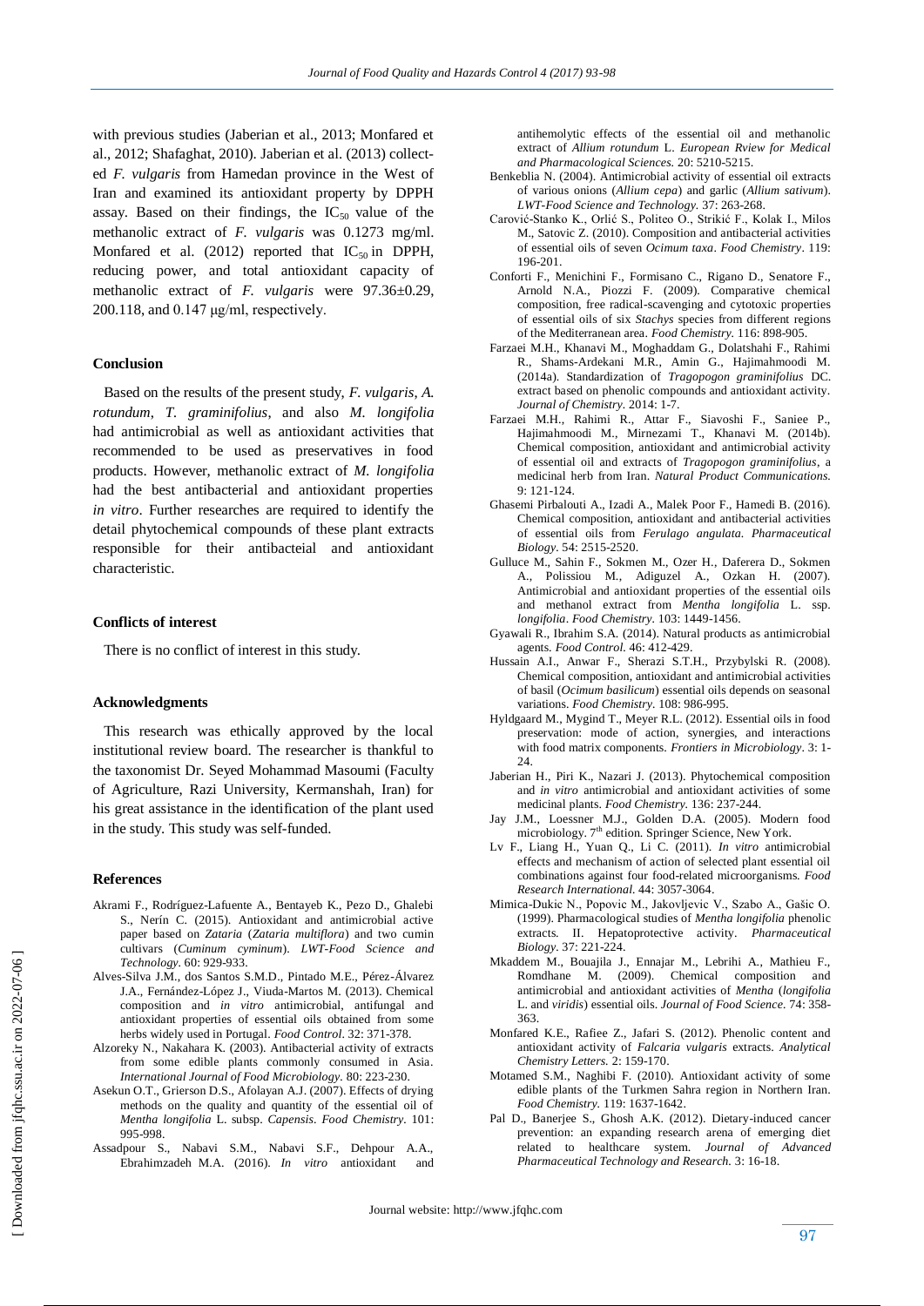with previous studies (Jaberian et al., 2013; Monfared et al., 2012; Shafaghat, 2010). Jaberian et al. (2013) collected *F. vulgaris* from Hamedan province in the West of Iran and examined its antioxidant property by DPPH assay. Based on their findings, the $IC_{50}$ value of the methanolic extract of *F. vulgaris* was 0.1273 mg/ml. Monfared et al. (2012) reported that $IC_{50}$ in DPPH, reducing power, and total antioxidant capacity of methanolic extract of *F. vulgaris* were 97.36±0.29, 200.118, and 0.147 µg/ml, respectively.

### Conclusion

Based on the results of the present study, *F. vulgaris*, *A. rotundum*, *T. graminifolius*, and also *M. longifolia* had antimicrobial as well as antioxidant activities that recommended to be used as preservatives in food products. However, methanolic extract of *M. longifolia* had the best antibacterial and antioxidant properties *in vitro*. Further researches are required to identify the detail phytochemical compounds of these plant extracts responsible for their antibacteial and antioxidant characteristic.

### Conflicts of interest

There is no conflict of interest in this study.

### Acknowledgments

This research was ethically approved by the local institutional review board. The researcher is thankful to the taxonomist Dr. Seyed Mohammad Masoumi (Faculty of Agriculture, Razi University, Kermanshah, Iran) for his great assistance in the identification of the plant used in the study. This study was self-funded.

### References

Akrami F., Rodríguez-Lafuente A., Bentayeb K., Pezo D., Ghalebi S., Nerín C. (2015). Antioxidant and antimicrobial active paper based on *Zataria* (*Zataria multiflora*) and two cumin cultivars (*Cuminum cyminum*). *LWT-Food Science and Technology.* 60: 929-933.

Alves-Silva J.M., dos Santos S.M.D., Pintado M.E., Pérez-Álvarez J.A., Fernández-López J., Viuda-Martos M. (2013). Chemical composition and *in vitro* antimicrobial, antifungal and antioxidant properties of essential oils obtained from some herbs widely used in Portugal. *Food Control.* 32: 371-378.

Alzoreky N., Nakahara K. (2003). Antibacterial activity of extracts from some edible plants commonly consumed in Asia. *International Journal of Food Microbiology.* 80: 223-230.

Asekun O.T., Grierson D.S., Afolayan A.J. (2007). Effects of drying methods on the quality and quantity of the essential oil of *Mentha longifolia* L. subsp. *Capensis*. *Food Chemistry.* 101: 995-998.

Assadpour S., Nabavi S.M., Nabavi S.F., Dehpour A.A., Ebrahimzadeh M.A. (2016). *In vitro* antioxidant and antihemolytic effects of the essential oil and methanolic extract of *Allium rotundum* L. *European Rview for Medical and Pharmacological Sciences.* 20: 5210-5215.

Benkeblia N. (2004). Antimicrobial activity of essential oil extracts of various onions (*Allium cepa*) and garlic (*Allium sativum*). *LWT-Food Science and Technology.* 37: 263-268.

Carović-Stanko K., Orlić S., Politeo O., Strikić F., Kolak I., Milos M., Satovic Z. (2010). Composition and antibacterial activities of essential oils of seven *Ocimum taxa*. *Food Chemistry*. 119: 196-201.

Conforti F., Menichini F., Formisano C., Rigano D., Senatore F., Arnold N.A., Piozzi F. (2009). Comparative chemical composition, free radical-scavenging and cytotoxic properties of essential oils of six *Stachys* species from different regions of the Mediterranean area. *Food Chemistry.* 116: 898-905.

Farzaei M.H., Khanavi M., Moghaddam G., Dolatshahi F., Rahimi R., Shams-Ardekani M.R., Amin G., Hajimahmoodi M. (2014a). Standardization of *Tragopogon graminifolius* DC. extract based on phenolic compounds and antioxidant activity. *Journal of Chemistry.* 2014: 1-7.

Farzaei M.H., Rahimi R., Attar F., Siavoshi F., Saniee P., Hajimahmoodi M., Mirnezami T., Khanavi M. (2014b). Chemical composition, antioxidant and antimicrobial activity of essential oil and extracts of *Tragopogon graminifolius*, a medicinal herb from Iran. *Natural Product Communications.* 9: 121-124.

Ghasemi Pirbalouti A., Izadi A., Malek Poor F., Hamedi B. (2016). Chemical composition, antioxidant and antibacterial activities of essential oils from *Ferulago angulata. Pharmaceutical Biology.* 54: 2515-2520.

Gulluce M., Sahin F., Sokmen M., Ozer H., Daferera D., Sokmen A., Polissiou M., Adiguzel A., Ozkan H. (2007). Antimicrobial and antioxidant properties of the essential oils and methanol extract from *Mentha longifolia* L. ssp. *longifolia*. *Food Chemistry.* 103: 1449-1456.

Gyawali R., Ibrahim S.A. (2014). Natural products as antimicrobial agents. *Food Control.* 46: 412-429.

Hussain A.I., Anwar F., Sherazi S.T.H., Przybylski R. (2008). Chemical composition, antioxidant and antimicrobial activities of basil (*Ocimum basilicum*) essential oils depends on seasonal variations. *Food Chemistry.* 108: 986-995.

Hyldgaard M., Mygind T., Meyer R.L. (2012). Essential oils in food preservation: mode of action, synergies, and interactions with food matrix components. *Frontiers in Microbiology*. 3: 1-24.

Jaberian H., Piri K., Nazari J. (2013). Phytochemical composition and *in vitro* antimicrobial and antioxidant activities of some medicinal plants. *Food Chemistry.* 136: 237-244.

Jay J.M., Loessner M.J., Golden D.A. (2005). Modern food microbiology. 7th edition. Springer Science, New York.

Lv F., Liang H., Yuan Q., Li C. (2011). *In vitro* antimicrobial effects and mechanism of action of selected plant essential oil combinations against four food-related microorganisms. *Food Research International.* 44: 3057-3064.

Mimica-Dukic N., Popovic M., Jakovljevic V., Szabo A., Gašic O. (1999). Pharmacological studies of *Mentha longifolia* phenolic extracts. II. Hepatoprotective activity. *Pharmaceutical Biology.* 37: 221-224.

Mkaddem M., Bouajila J., Ennajar M., Lebrihi A., Mathieu F., Romdhane M. (2009). Chemical composition and antimicrobial and antioxidant activities of *Mentha* (*longifolia* L. and *viridis*) essential oils. *Journal of Food Science.* 74: 358-363.

Monfared K.E., Rafiee Z., Jafari S. (2012). Phenolic content and antioxidant activity of *Falcaria vulgaris* extracts. *Analytical Chemistry Letters.* 2: 159-170.

Motamed S.M., Naghibi F. (2010). Antioxidant activity of some edible plants of the Turkmen Sahra region in Northern Iran. *Food Chemistry.* 119: 1637-1642.

Pal D., Banerjee S., Ghosh A.K. (2012). Dietary-induced cancer prevention: an expanding research arena of emerging diet related to healthcare system. *Journal of Advanced Pharmaceutical Technology and Research.* 3: 16-18.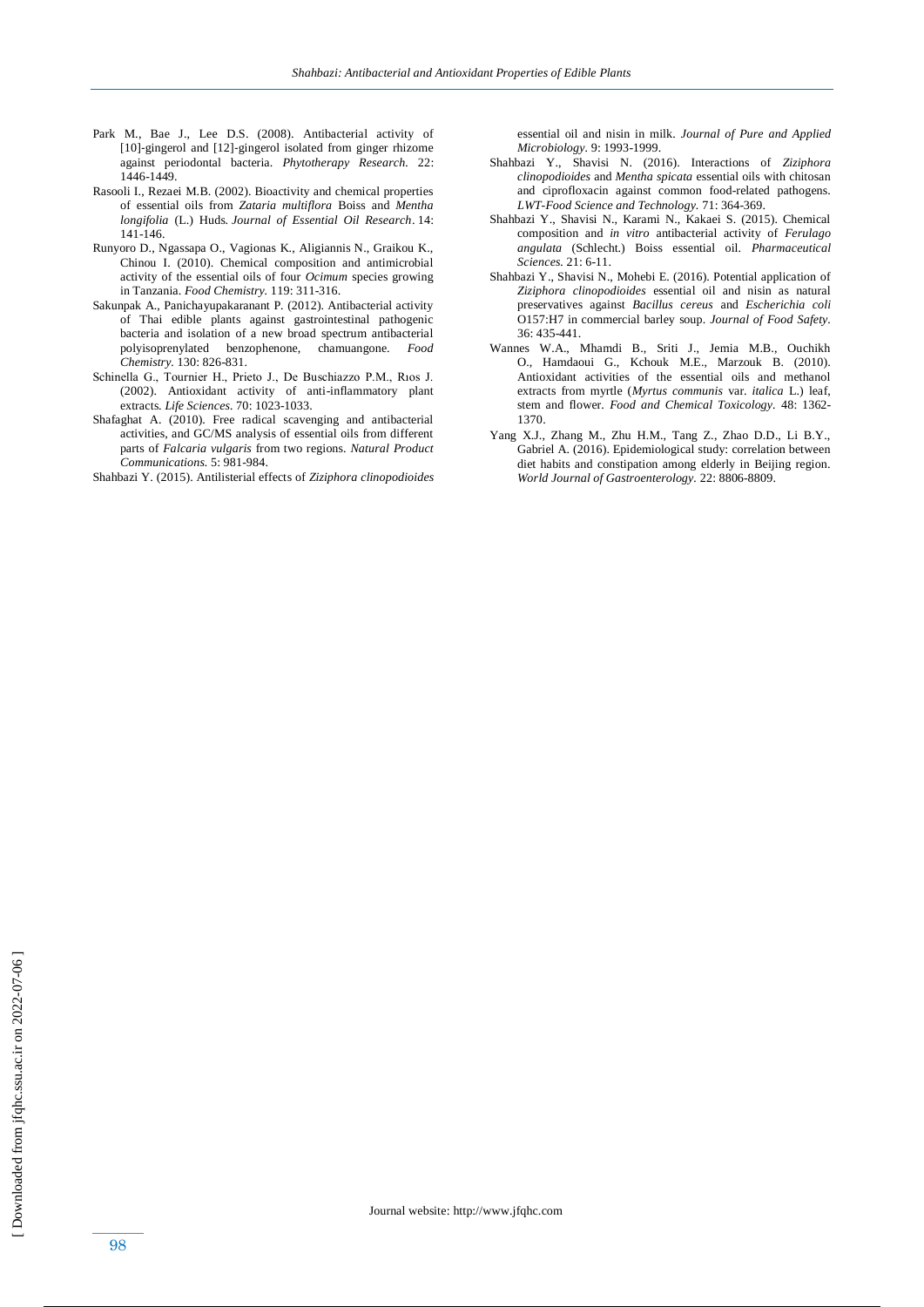Park M., Bae J., Lee D.S. (2008). Antibacterial activity of [10]-gingerol and [12]-gingerol isolated from ginger rhizome against periodontal bacteria. *Phytotherapy Research*. 22: 1446-1449.

Rasooli I., Rezaei M.B. (2002). Bioactivity and chemical properties of essential oils from *Zataria multiflora* Boiss and *Mentha longifolia* (L.) Huds. *Journal of Essential Oil Research*. 14: 141-146.

Runyoro D., Ngassapa O., Vagionas K., Aligiannis N., Graikou K., Chinou I. (2010). Chemical composition and antimicrobial activity of the essential oils of four *Ocimum* species growing in Tanzania. *Food Chemistry*. 119: 311-316.

Sakunpak A., Panichayupakaranant P. (2012). Antibacterial activity of Thai edible plants against gastrointestinal pathogenic bacteria and isolation of a new broad spectrum antibacterial polyisoprenylated benzophenone, chamuangone. *Food Chemistry*. 130: 826-831.

Schinella G., Tournier H., Prieto J., De Buschiazzo P.M., Rıos J. (2002). Antioxidant activity of anti-inflammatory plant extracts. *Life Sciences*. 70: 1023-1033.

Shafaghat A. (2010). Free radical scavenging and antibacterial activities, and GC/MS analysis of essential oils from different parts of *Falcaria vulgaris* from two regions. *Natural Product Communications*. 5: 981-984.

Shahbazi Y. (2015). Antilisterial effects of *Ziziphora clinopodioides* essential oil and nisin in milk. *Journal of Pure and Applied Microbiology*. 9: 1993-1999.

Shahbazi Y., Shavisi N. (2016). Interactions of *Ziziphora clinopodioides* and *Mentha spicata* essential oils with chitosan and ciprofloxacin against common food-related pathogens. *LWT-Food Science and Technology*. 71: 364-369.

Shahbazi Y., Shavisi N., Karami N., Kakaei S. (2015). Chemical composition and *in vitro* antibacterial activity of *Ferulago angulata* (Schlecht.) Boiss essential oil. *Pharmaceutical Sciences*. 21: 6-11.

Shahbazi Y., Shavisi N., Mohebi E. (2016). Potential application of *Ziziphora clinopodioides* essential oil and nisin as natural preservatives against *Bacillus cereus* and *Escherichia coli* O157:H7 in commercial barley soup. *Journal of Food Safety*. 36: 435-441.

Wannes W.A., Mhamdi B., Sriti J., Jemia M.B., Ouchikh O., Hamdaoui G., Kchouk M.E., Marzouk B. (2010). Antioxidant activities of the essential oils and methanol extracts from myrtle (*Myrtus communis* var. *italica* L.) leaf, stem and flower. *Food and Chemical Toxicology*. 48: 1362-1370.

Yang X.J., Zhang M., Zhu H.M., Tang Z., Zhao D.D., Li B.Y., Gabriel A. (2016). Epidemiological study: correlation between diet habits and constipation among elderly in Beijing region. *World Journal of Gastroenterology*. 22: 8806-8809.